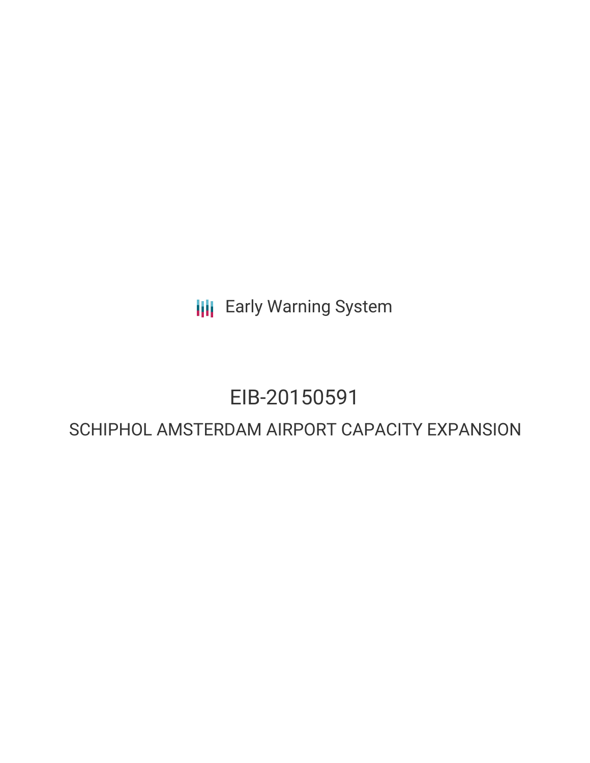Early Warning System

# EIB-20150591

## SCHIPHOL AMSTERDAM AIRPORT CAPACITY EXPANSION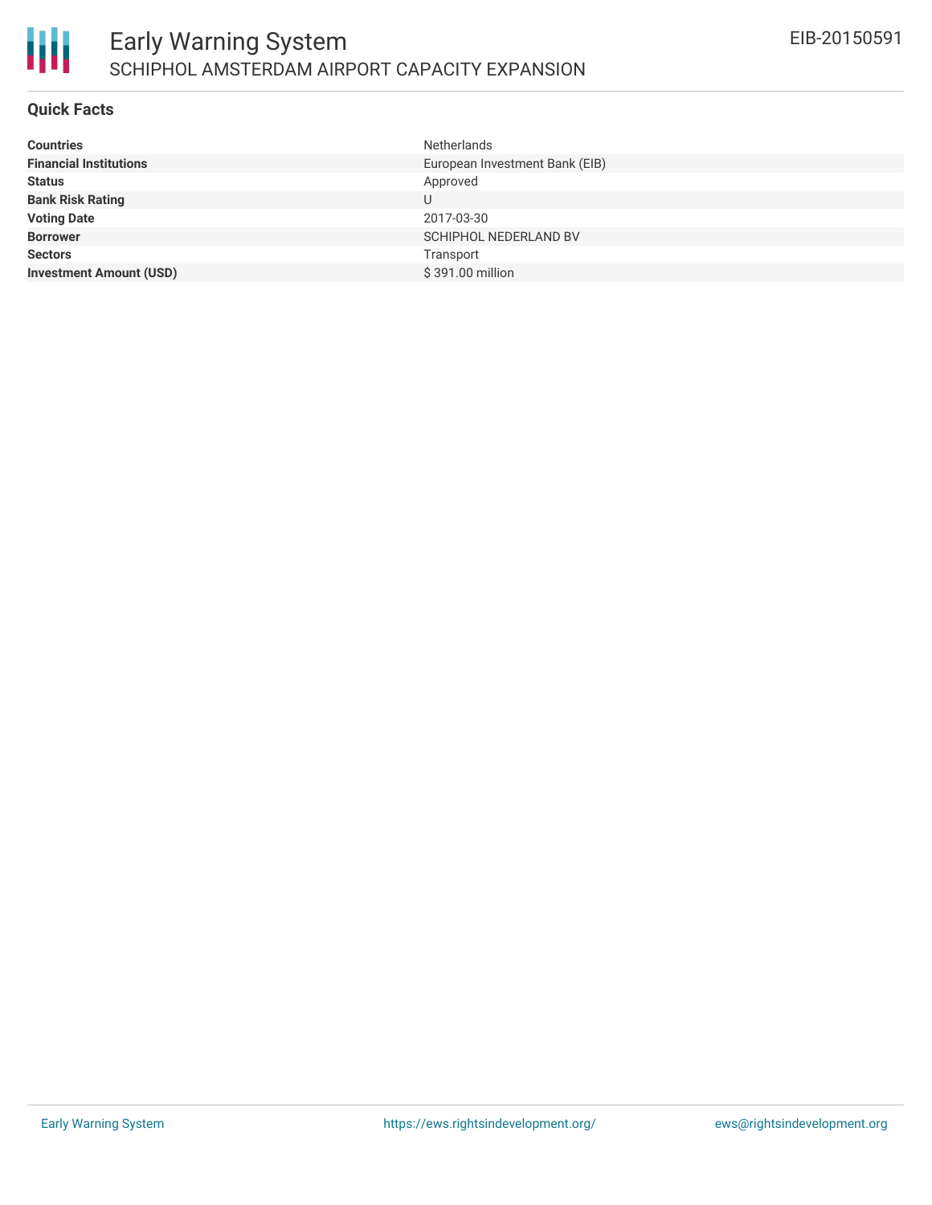# Early Warning System

## SCHIPHOL AMSTERDAM AIRPORT CAPACITY EXPANSION

EIB-20150591

### Quick Facts

| | |
|---|---|
| **Countries** | Netherlands |
| **Financial Institutions** | European Investment Bank (EIB) |
| **Status** | Approved |
| **Bank Risk Rating** | U |
| **Voting Date** | 2017-03-30 |
| **Borrower** | SCHIPHOL NEDERLAND BV |
| **Sectors** | Transport |
| **Investment Amount (USD)** | $ 391.00 million |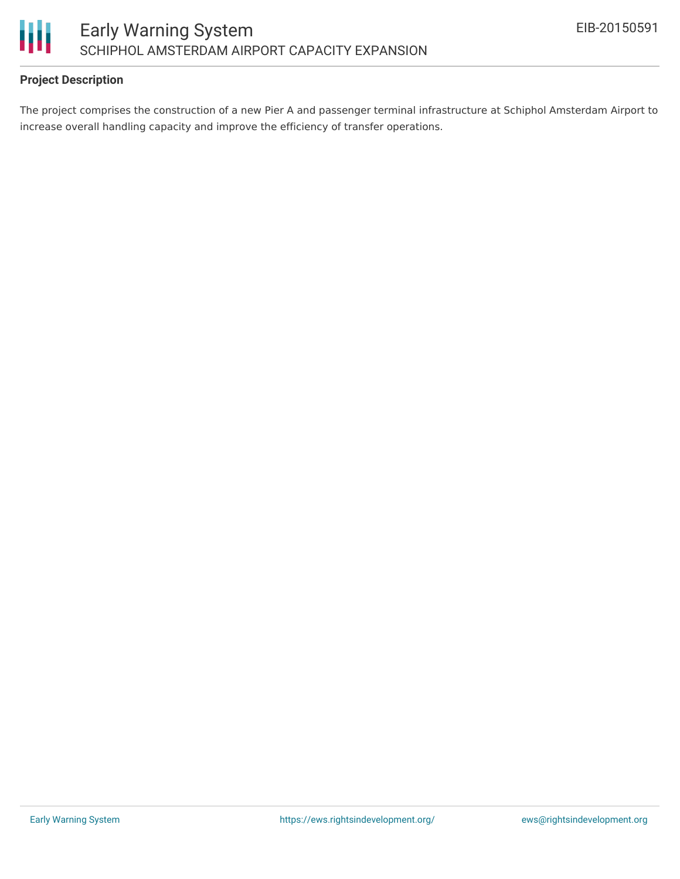**Project Description**

The project comprises the construction of a new Pier A and passenger terminal infrastructure at Schiphol Amsterdam Airport to increase overall handling capacity and improve the efficiency of transfer operations.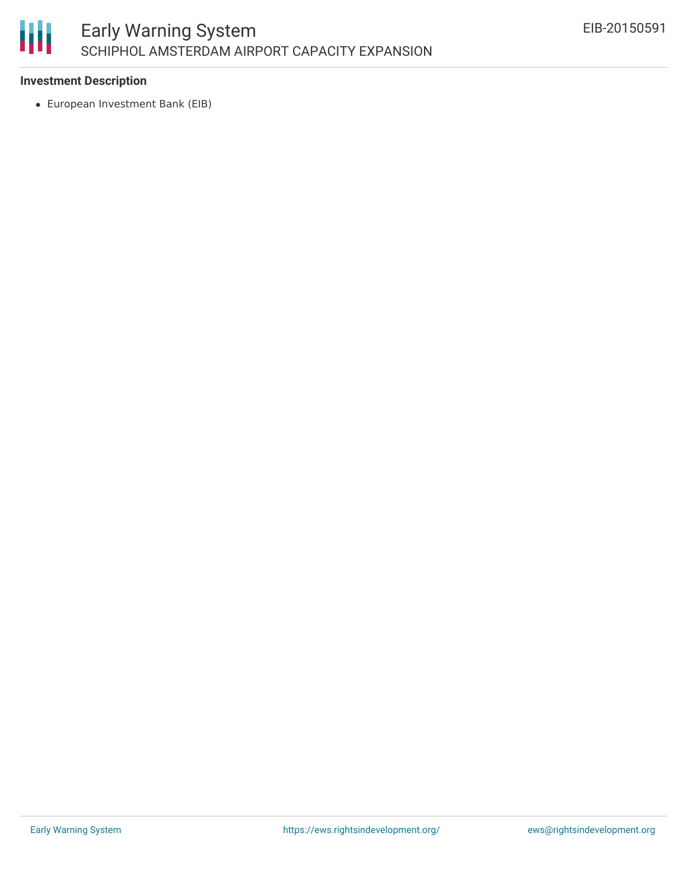**Investment Description**

- European Investment Bank (EIB)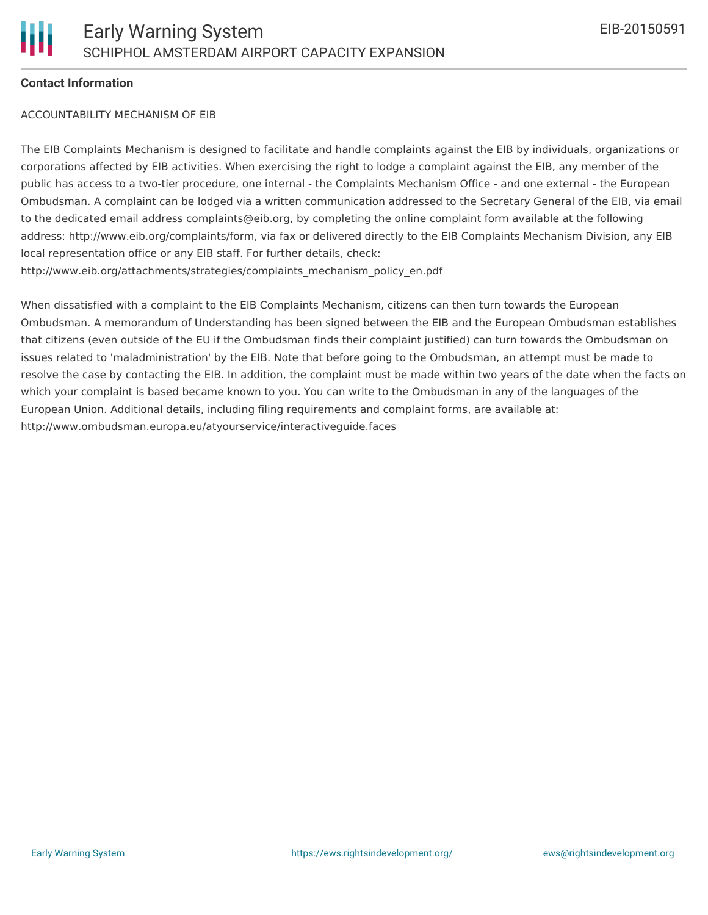**Contact Information**

ACCOUNTABILITY MECHANISM OF EIB

The EIB Complaints Mechanism is designed to facilitate and handle complaints against the EIB by individuals, organizations or corporations affected by EIB activities. When exercising the right to lodge a complaint against the EIB, any member of the public has access to a two-tier procedure, one internal - the Complaints Mechanism Office - and one external - the European Ombudsman. A complaint can be lodged via a written communication addressed to the Secretary General of the EIB, via email to the dedicated email address complaints@eib.org, by completing the online complaint form available at the following address: http://www.eib.org/complaints/form, via fax or delivered directly to the EIB Complaints Mechanism Division, any EIB local representation office or any EIB staff. For further details, check: http://www.eib.org/attachments/strategies/complaints_mechanism_policy_en.pdf

When dissatisfied with a complaint to the EIB Complaints Mechanism, citizens can then turn towards the European Ombudsman. A memorandum of Understanding has been signed between the EIB and the European Ombudsman establishes that citizens (even outside of the EU if the Ombudsman finds their complaint justified) can turn towards the Ombudsman on issues related to 'maladministration' by the EIB. Note that before going to the Ombudsman, an attempt must be made to resolve the case by contacting the EIB. In addition, the complaint must be made within two years of the date when the facts on which your complaint is based became known to you. You can write to the Ombudsman in any of the languages of the European Union. Additional details, including filing requirements and complaint forms, are available at: http://www.ombudsman.europa.eu/atyourservice/interactiveguide.faces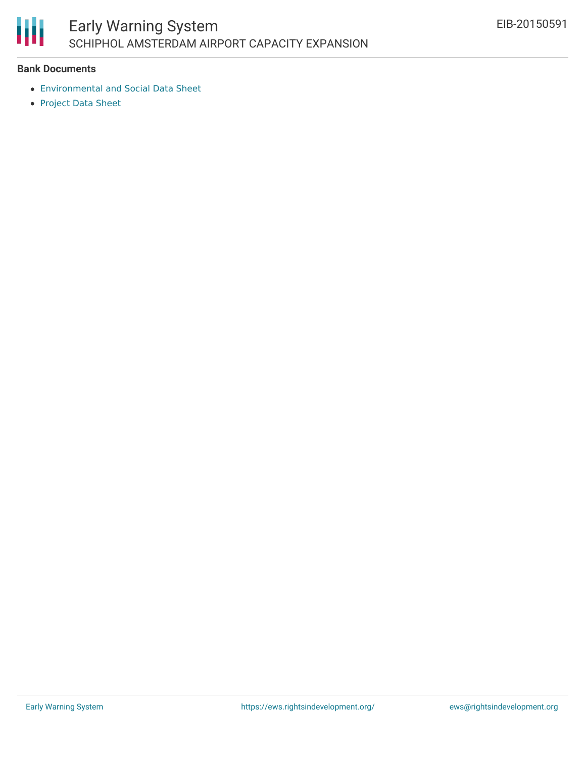**Bank Documents**

- Environmental and Social Data Sheet
- Project Data Sheet